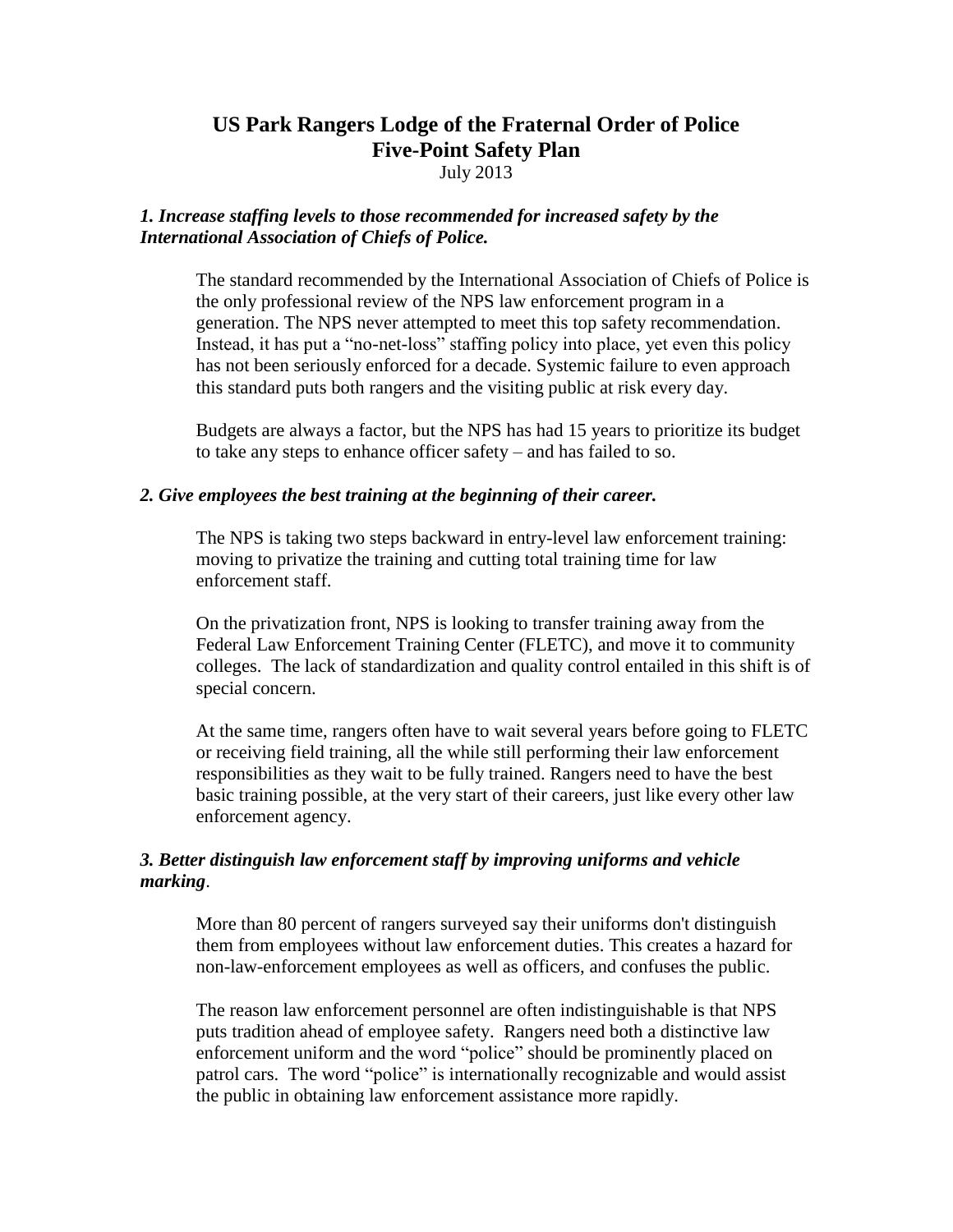# US Park Rangers Lodge of the Fraternal Order of Police
# Five-Point Safety Plan

July 2013

### *1. Increase staffing levels to those recommended for increased safety by the International Association of Chiefs of Police.*

The standard recommended by the International Association of Chiefs of Police is the only professional review of the NPS law enforcement program in a generation. The NPS never attempted to meet this top safety recommendation. Instead, it has put a "no-net-loss" staffing policy into place, yet even this policy has not been seriously enforced for a decade. Systemic failure to even approach this standard puts both rangers and the visiting public at risk every day.

Budgets are always a factor, but the NPS has had 15 years to prioritize its budget to take any steps to enhance officer safety – and has failed to so.

### *2. Give employees the best training at the beginning of their career.*

The NPS is taking two steps backward in entry-level law enforcement training: moving to privatize the training and cutting total training time for law enforcement staff.

On the privatization front, NPS is looking to transfer training away from the Federal Law Enforcement Training Center (FLETC), and move it to community colleges. The lack of standardization and quality control entailed in this shift is of special concern.

At the same time, rangers often have to wait several years before going to FLETC or receiving field training, all the while still performing their law enforcement responsibilities as they wait to be fully trained. Rangers need to have the best basic training possible, at the very start of their careers, just like every other law enforcement agency.

### *3. Better distinguish law enforcement staff by improving uniforms and vehicle marking*.

More than 80 percent of rangers surveyed say their uniforms don't distinguish them from employees without law enforcement duties. This creates a hazard for non-law-enforcement employees as well as officers, and confuses the public.

The reason law enforcement personnel are often indistinguishable is that NPS puts tradition ahead of employee safety. Rangers need both a distinctive law enforcement uniform and the word "police" should be prominently placed on patrol cars. The word "police" is internationally recognizable and would assist the public in obtaining law enforcement assistance more rapidly.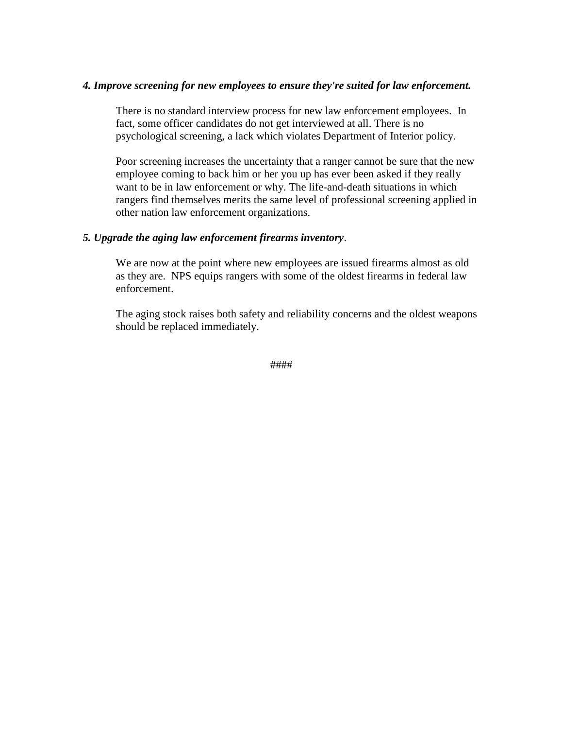***4. Improve screening for new employees to ensure they're suited for law enforcement.***

There is no standard interview process for new law enforcement employees. In fact, some officer candidates do not get interviewed at all. There is no psychological screening, a lack which violates Department of Interior policy.

Poor screening increases the uncertainty that a ranger cannot be sure that the new employee coming to back him or her you up has ever been asked if they really want to be in law enforcement or why. The life-and-death situations in which rangers find themselves merits the same level of professional screening applied in other nation law enforcement organizations.

***5. Upgrade the aging law enforcement firearms inventory***.

We are now at the point where new employees are issued firearms almost as old as they are. NPS equips rangers with some of the oldest firearms in federal law enforcement.

The aging stock raises both safety and reliability concerns and the oldest weapons should be replaced immediately.

####